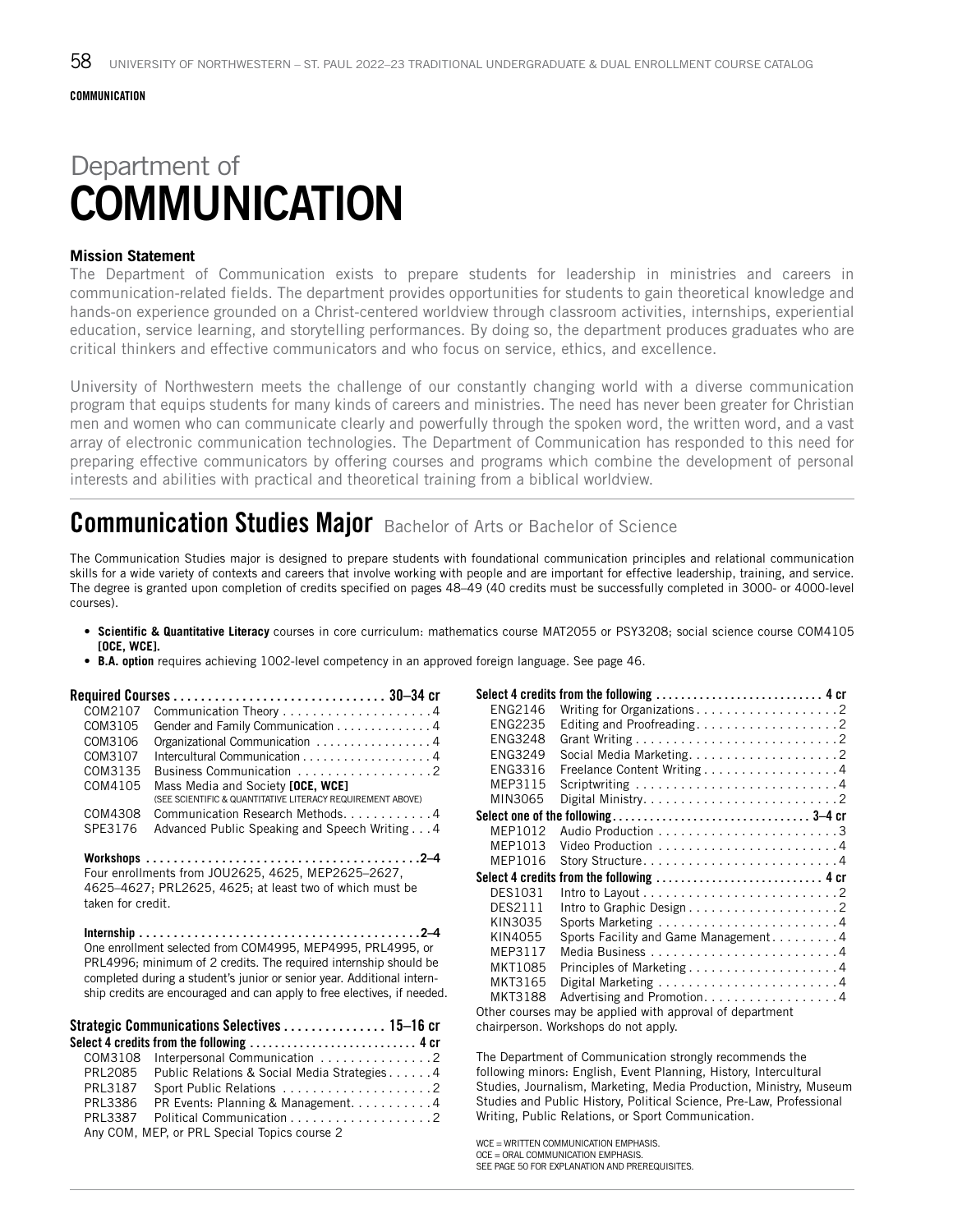COMMUNICATION

# Department of COMMUNICATION

**Mission Statement**

The Department of Communication exists to prepare students for leadership in ministries and careers in communication-related fields. The department provides opportunities for students to gain theoretical knowledge and hands-on experience grounded on a Christ-centered worldview through classroom activities, internships, experiential education, service learning, and storytelling performances. By doing so, the department produces graduates who are critical thinkers and effective communicators and who focus on service, ethics, and excellence.

University of Northwestern meets the challenge of our constantly changing world with a diverse communication program that equips students for many kinds of careers and ministries. The need has never been greater for Christian men and women who can communicate clearly and powerfully through the spoken word, the written word, and a vast array of electronic communication technologies. The Department of Communication has responded to this need for preparing effective communicators by offering courses and programs which combine the development of personal interests and abilities with practical and theoretical training from a biblical worldview.

## Communication Studies Major Bachelor of Arts or Bachelor of Science

The Communication Studies major is designed to prepare students with foundational communication principles and relational communication skills for a wide variety of contexts and careers that involve working with people and are important for effective leadership, training, and service. The degree is granted upon completion of credits specified on pages 48–49 (40 credits must be successfully completed in 3000- or 4000-level courses).

- **Scientific & Quantitative Literacy** courses in core curriculum: mathematics course MAT2055 or PSY3208; social science course COM4105 **[OCE, WCE].**
- **B.A. option** requires achieving 1002-level competency in an approved foreign language. See page 46.

**Required Courses ............................... 30–34 cr**

| | | |
|---|---|---|
| COM2107 | Communication Theory | 4 |
| COM3105 | Gender and Family Communication | 4 |
| COM3106 | Organizational Communication | 4 |
| COM3107 | Intercultural Communication | 4 |
| COM3135 | Business Communication | 2 |
| COM4105 | Mass Media and Society **[OCE, WCE]** (SEE SCIENTIFIC & QUANTITATIVE LITERACY REQUIREMENT ABOVE) | |
| COM4308 | Communication Research Methods | 4 |
| SPE3176 | Advanced Public Speaking and Speech Writing | 4 |

**Workshops ........................................ 2–4**

Four enrollments from JOU2625, 4625, MEP2625–2627, 4625–4627; PRL2625, 4625; at least two of which must be taken for credit.

**Internship ......................................... 2–4**

One enrollment selected from COM4995, MEP4995, PRL4995, or PRL4996; minimum of 2 credits. The required internship should be completed during a student's junior or senior year. Additional internship credits are encouraged and can apply to free electives, if needed.

**Strategic Communications Selectives ............... 15–16 cr**

**Select 4 credits from the following .......................... 4 cr**

| | | |
|---|---|---|
| COM3108 | Interpersonal Communication | 2 |
| PRL2085 | Public Relations & Social Media Strategies | 4 |
| PRL3187 | Sport Public Relations | 2 |
| PRL3386 | PR Events: Planning & Management | 4 |
| PRL3387 | Political Communication | 2 |

Any COM, MEP, or PRL Special Topics course 2

**Select 4 credits from the following .......................... 4 cr**

| | | |
|---|---|---|
| ENG2146 | Writing for Organizations | 2 |
| ENG2235 | Editing and Proofreading | 2 |
| ENG3248 | Grant Writing | 2 |
| ENG3249 | Social Media Marketing | 2 |
| ENG3316 | Freelance Content Writing | 4 |
| MEP3115 | Scriptwriting | 4 |
| MIN3065 | Digital Ministry | 2 |

**Select one of the following............................... 3–4 cr**

| | | |
|---|---|---|
| MEP1012 | Audio Production | 3 |
| MEP1013 | Video Production | 4 |
| MEP1016 | Story Structure | 4 |

**Select 4 credits from the following .......................... 4 cr**

| | | |
|---|---|---|
| DES1031 | Intro to Layout | 2 |
| DES2111 | Intro to Graphic Design | 2 |
| KIN3035 | Sports Marketing | 4 |
| KIN4055 | Sports Facility and Game Management | 4 |
| MEP3117 | Media Business | 4 |
| MKT1085 | Principles of Marketing | 4 |
| MKT3165 | Digital Marketing | 4 |
| MKT3188 | Advertising and Promotion | 4 |

Other courses may be applied with approval of department chairperson. Workshops do not apply.

The Department of Communication strongly recommends the following minors: English, Event Planning, History, Intercultural Studies, Journalism, Marketing, Media Production, Ministry, Museum Studies and Public History, Political Science, Pre-Law, Professional Writing, Public Relations, or Sport Communication.

WCE = WRITTEN COMMUNICATION EMPHASIS.
OCE = ORAL COMMUNICATION EMPHASIS.
SEE PAGE 50 FOR EXPLANATION AND PREREQUISITES.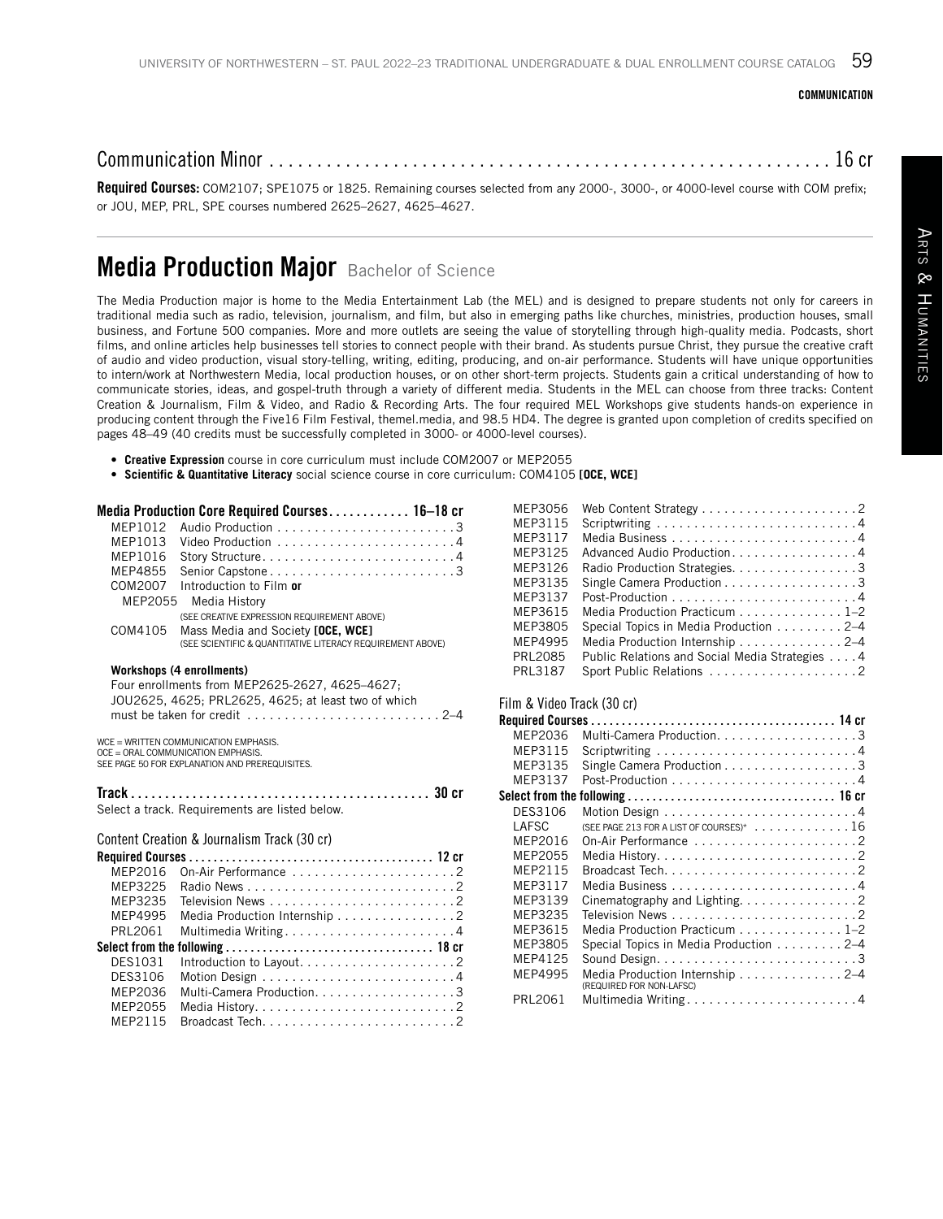## Communication Minor .......... 16 cr

**Required Courses:** COM2107; SPE1075 or 1825. Remaining courses selected from any 2000-, 3000-, or 4000-level course with COM prefix; or JOU, MEP, PRL, SPE courses numbered 2625–2627, 4625–4627.

# Media Production Major Bachelor of Science

The Media Production major is home to the Media Entertainment Lab (the MEL) and is designed to prepare students not only for careers in traditional media such as radio, television, journalism, and film, but also in emerging paths like churches, ministries, production houses, small business, and Fortune 500 companies. More and more outlets are seeing the value of storytelling through high-quality media. Podcasts, short films, and online articles help businesses tell stories to connect people with their brand. As students pursue Christ, they pursue the creative craft of audio and video production, visual story-telling, writing, editing, producing, and on-air performance. Students will have unique opportunities to intern/work at Northwestern Media, local production houses, or on other short-term projects. Students gain a critical understanding of how to communicate stories, ideas, and gospel-truth through a variety of different media. Students in the MEL can choose from three tracks: Content Creation & Journalism, Film & Video, and Radio & Recording Arts. The four required MEL Workshops give students hands-on experience in producing content through the Five16 Film Festival, themel.media, and 98.5 HD4. The degree is granted upon completion of credits specified on pages 48–49 (40 credits must be successfully completed in 3000- or 4000-level courses).

- **Creative Expression** course in core curriculum must include COM2007 or MEP2055
- **Scientific & Quantitative Literacy** social science course in core curriculum: COM4105 **[OCE, WCE]**

### Media Production Core Required Courses .......... 16–18 cr

| | | |
|---|---|---|
| MEP1012 | Audio Production | 3 |
| MEP1013 | Video Production | 4 |
| MEP1016 | Story Structure | 4 |
| MEP4855 | Senior Capstone | 3 |
| COM2007 | Introduction to Film **or** | |
| MEP2055 | Media History (SEE CREATIVE EXPRESSION REQUIREMENT ABOVE) | |
| COM4105 | Mass Media and Society **[OCE, WCE]** (SEE SCIENTIFIC & QUANTITATIVE LITERACY REQUIREMENT ABOVE) | |

**Workshops (4 enrollments)**

Four enrollments from MEP2625-2627, 4625–4627; JOU2625, 4625; PRL2625, 4625; at least two of which must be taken for credit .......... 2–4

WCE = WRITTEN COMMUNICATION EMPHASIS.
OCE = ORAL COMMUNICATION EMPHASIS.
SEE PAGE 50 FOR EXPLANATION AND PREREQUISITES.

### Track .......... 30 cr

Select a track. Requirements are listed below.

#### Content Creation & Journalism Track (30 cr)

**Required Courses .......... 12 cr**

| | | |
|---|---|---|
| MEP2016 | On-Air Performance | 2 |
| MEP3225 | Radio News | 2 |
| MEP3235 | Television News | 2 |
| MEP4995 | Media Production Internship | 2 |
| PRL2061 | Multimedia Writing | 4 |

**Select from the following .......... 18 cr**

| | | |
|---|---|---|
| DES1031 | Introduction to Layout | 2 |
| DES3106 | Motion Design | 4 |
| MEP2036 | Multi-Camera Production | 3 |
| MEP2055 | Media History | 2 |
| MEP2115 | Broadcast Tech | 2 |
| MEP3056 | Web Content Strategy | 2 |
| MEP3115 | Scriptwriting | 4 |
| MEP3117 | Media Business | 4 |
| MEP3125 | Advanced Audio Production | 4 |
| MEP3126 | Radio Production Strategies | 3 |
| MEP3135 | Single Camera Production | 3 |
| MEP3137 | Post-Production | 4 |
| MEP3615 | Media Production Practicum | 1–2 |
| MEP3805 | Special Topics in Media Production | 2–4 |
| MEP4995 | Media Production Internship | 2–4 |
| PRL2085 | Public Relations and Social Media Strategies | 4 |
| PRL3187 | Sport Public Relations | 2 |

#### Film & Video Track (30 cr)

**Required Courses .......... 14 cr**

| | | |
|---|---|---|
| MEP2036 | Multi-Camera Production | 3 |
| MEP3115 | Scriptwriting | 4 |
| MEP3135 | Single Camera Production | 3 |
| MEP3137 | Post-Production | 4 |

**Select from the following .......... 16 cr**

| | | |
|---|---|---|
| DES3106 | Motion Design | 4 |
| LAFSC | (SEE PAGE 213 FOR A LIST OF COURSES)* | 16 |
| MEP2016 | On-Air Performance | 2 |
| MEP2055 | Media History | 2 |
| MEP2115 | Broadcast Tech | 2 |
| MEP3117 | Media Business | 4 |
| MEP3139 | Cinematography and Lighting | 2 |
| MEP3235 | Television News | 2 |
| MEP3615 | Media Production Practicum | 1–2 |
| MEP3805 | Special Topics in Media Production | 2–4 |
| MEP4125 | Sound Design | 3 |
| MEP4995 | Media Production Internship (REQUIRED FOR NON-LAFSC) | 2–4 |
| PRL2061 | Multimedia Writing | 4 |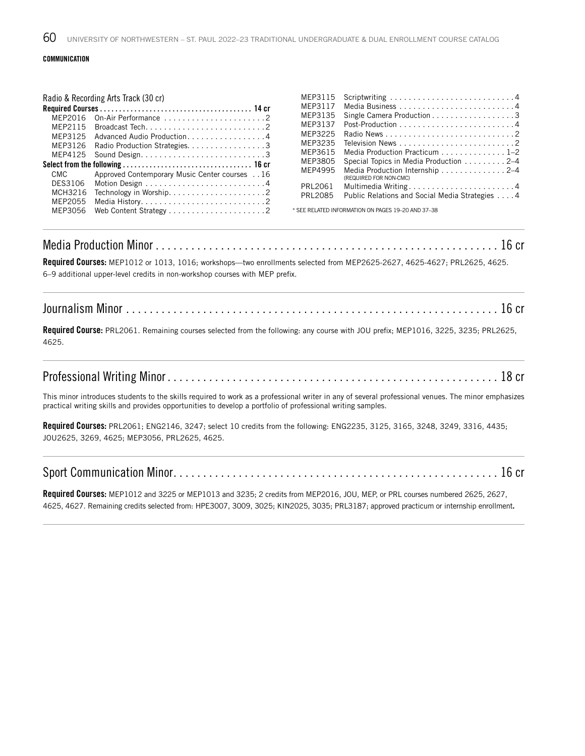**COMMUNICATION**

Radio & Recording Arts Track (30 cr)

**Required Courses . . . . . . . . . . . . . . . . . . . . . . . . . . . . . . . . . . . . . . . 14 cr**

| Course | Title | Credits |
|---|---|---|
| MEP2016 | On-Air Performance | 2 |
| MEP2115 | Broadcast Tech. | 2 |
| MEP3125 | Advanced Audio Production | 4 |
| MEP3126 | Radio Production Strategies. | 3 |
| MEP4125 | Sound Design. | 3 |

**Select from the following . . . . . . . . . . . . . . . . . . . . . . . . . . . . . . . . . 16 cr**

| Course | Title | Credits |
|---|---|---|
| CMC | Approved Contemporary Music Center courses | 16 |
| DES3106 | Motion Design | 4 |
| MCH3216 | Technology in Worship. | 2 |
| MEP2055 | Media History. | 2 |
| MEP3056 | Web Content Strategy | 2 |
| MEP3115 | Scriptwriting | 4 |
| MEP3117 | Media Business | 4 |
| MEP3135 | Single Camera Production | 3 |
| MEP3137 | Post-Production | 4 |
| MEP3225 | Radio News | 2 |
| MEP3235 | Television News | 2 |
| MEP3615 | Media Production Practicum | 1–2 |
| MEP3805 | Special Topics in Media Production | 2–4 |
| MEP4995 | Media Production Internship (REQUIRED FOR NON-CMC) | 2–4 |
| PRL2061 | Multimedia Writing | 4 |
| PRL2085 | Public Relations and Social Media Strategies | 4 |

* SEE RELATED INFORMATION ON PAGES 19–20 AND 37–38

## Media Production Minor . . . . . . . . . . . . . . . . . . . . . . . . . . . . . . . . . . . . . . . . . . . . . . . . . . . . . . . . . . 16 cr

**Required Courses:** MEP1012 or 1013, 1016; workshops—two enrollments selected from MEP2625-2627, 4625-4627; PRL2625, 4625. 6–9 additional upper-level credits in non-workshop courses with MEP prefix.

## Journalism Minor . . . . . . . . . . . . . . . . . . . . . . . . . . . . . . . . . . . . . . . . . . . . . . . . . . . . . . . . . . . . . . 16 cr

**Required Course:** PRL2061. Remaining courses selected from the following: any course with JOU prefix; MEP1016, 3225, 3235; PRL2625, 4625.

## Professional Writing Minor . . . . . . . . . . . . . . . . . . . . . . . . . . . . . . . . . . . . . . . . . . . . . . . . . . . . . . . 18 cr

This minor introduces students to the skills required to work as a professional writer in any of several professional venues. The minor emphasizes practical writing skills and provides opportunities to develop a portfolio of professional writing samples.

**Required Courses:** PRL2061; ENG2146, 3247; select 10 credits from the following: ENG2235, 3125, 3165, 3248, 3249, 3316, 4435; JOU2625, 3269, 4625; MEP3056, PRL2625, 4625.

## Sport Communication Minor. . . . . . . . . . . . . . . . . . . . . . . . . . . . . . . . . . . . . . . . . . . . . . . . . . . . . . . 16 cr

**Required Courses:** MEP1012 and 3225 or MEP1013 and 3235; 2 credits from MEP2016, JOU, MEP, or PRL courses numbered 2625, 2627, 4625, 4627. Remaining credits selected from: HPE3007, 3009, 3025; KIN2025, 3035; PRL3187; approved practicum or internship enrollment.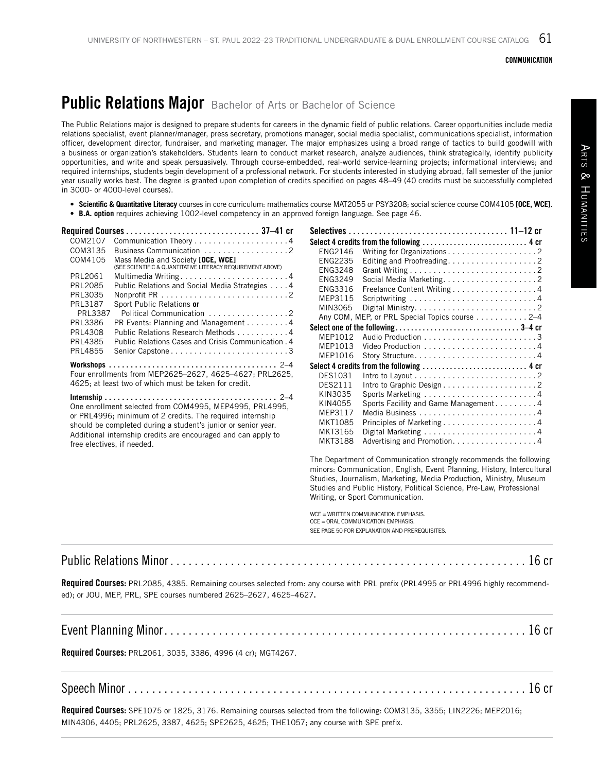# Public Relations Major Bachelor of Arts or Bachelor of Science

The Public Relations major is designed to prepare students for careers in the dynamic field of public relations. Career opportunities include media relations specialist, event planner/manager, press secretary, promotions manager, social media specialist, communications specialist, information officer, development director, fundraiser, and marketing manager. The major emphasizes using a broad range of tactics to build goodwill with a business or organization's stakeholders. Students learn to conduct market research, analyze audiences, think strategically, identify publicity opportunities, and write and speak persuasively. Through course-embedded, real-world service-learning projects; informational interviews; and required internships, students begin development of a professional network. For students interested in studying abroad, fall semester of the junior year usually works best. The degree is granted upon completion of credits specified on pages 48–49 (40 credits must be successfully completed in 3000- or 4000-level courses).

- **Scientific & Quantitative Literacy** courses in core curriculum: mathematics course MAT2055 or PSY3208; social science course COM4105 **[OCE, WCE]**.
- **B.A. option** requires achieving 1002-level competency in an approved foreign language. See page 46.

**Required Courses ............ 37–41 cr**

| | | |
|---|---|---|
| COM2107 | Communication Theory | 4 |
| COM3135 | Business Communication | 2 |
| COM4105 | Mass Media and Society **[OCE, WCE]** (SEE SCIENTIFIC & QUANTITATIVE LITERACY REQUIREMENT ABOVE) | |
| PRL2061 | Multimedia Writing | 4 |
| PRL2085 | Public Relations and Social Media Strategies | 4 |
| PRL3035 | Nonprofit PR | 2 |
| PRL3187 | Sport Public Relations **or** | |
| PRL3387 | Political Communication | 2 |
| PRL3386 | PR Events: Planning and Management | 4 |
| PRL4308 | Public Relations Research Methods | 4 |
| PRL4385 | Public Relations Cases and Crisis Communication | 4 |
| PRL4855 | Senior Capstone | 3 |

**Workshops ............ 2–4**
Four enrollments from MEP2625–2627, 4625–4627; PRL2625, 4625; at least two of which must be taken for credit.

**Internship ............ 2–4**
One enrollment selected from COM4995, MEP4995, PRL4995, or PRL4996; minimum of 2 credits. The required internship should be completed during a student's junior or senior year. Additional internship credits are encouraged and can apply to free electives, if needed.

**Selectives ............ 11–12 cr**

**Select 4 credits from the following ............ 4 cr**

| | | |
|---|---|---|
| ENG2146 | Writing for Organizations | 2 |
| ENG2235 | Editing and Proofreading | 2 |
| ENG3248 | Grant Writing | 2 |
| ENG3249 | Social Media Marketing | 2 |
| ENG3316 | Freelance Content Writing | 4 |
| MEP3115 | Scriptwriting | 4 |
| MIN3065 | Digital Ministry | 2 |
| | Any COM, MEP, or PRL Special Topics course | 2–4 |

**Select one of the following ............ 3–4 cr**

| | | |
|---|---|---|
| MEP1012 | Audio Production | 3 |
| MEP1013 | Video Production | 4 |
| MEP1016 | Story Structure | 4 |

**Select 4 credits from the following ............ 4 cr**

| | | |
|---|---|---|
| DES1031 | Intro to Layout | 2 |
| DES2111 | Intro to Graphic Design | 2 |
| KIN3035 | Sports Marketing | 4 |
| KIN4055 | Sports Facility and Game Management | 4 |
| MEP3117 | Media Business | 4 |
| MKT1085 | Principles of Marketing | 4 |
| MKT3165 | Digital Marketing | 4 |
| MKT3188 | Advertising and Promotion | 4 |

The Department of Communication strongly recommends the following minors: Communication, English, Event Planning, History, Intercultural Studies, Journalism, Marketing, Media Production, Ministry, Museum Studies and Public History, Political Science, Pre-Law, Professional Writing, or Sport Communication.

WCE = WRITTEN COMMUNICATION EMPHASIS.
OCE = ORAL COMMUNICATION EMPHASIS.
SEE PAGE 50 FOR EXPLANATION AND PREREQUISITES.

---

## Public Relations Minor ............ 16 cr

**Required Courses:** PRL2085, 4385. Remaining courses selected from: any course with PRL prefix (PRL4995 or PRL4996 highly recommended); or JOU, MEP, PRL, SPE courses numbered 2625–2627, 4625–4627.

---

## Event Planning Minor ............ 16 cr

**Required Courses:** PRL2061, 3035, 3386, 4996 (4 cr); MGT4267.

---

## Speech Minor ............ 16 cr

**Required Courses:** SPE1075 or 1825, 3176. Remaining courses selected from the following: COM3135, 3355; LIN2226; MEP2016; MIN4306, 4405; PRL2625, 3387, 4625; SPE2625, 4625; THE1057; any course with SPE prefix.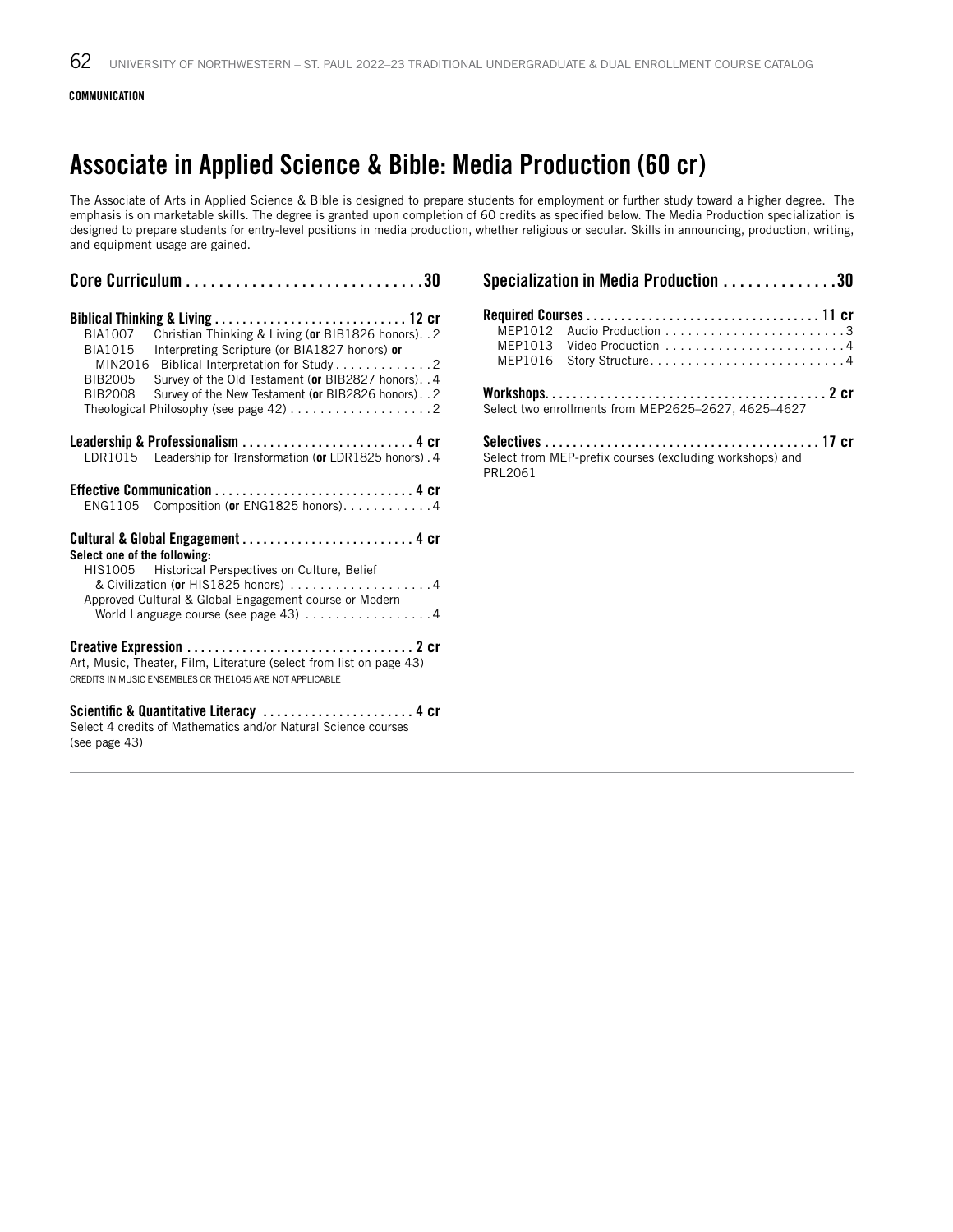COMMUNICATION

# Associate in Applied Science & Bible: Media Production (60 cr)

The Associate of Arts in Applied Science & Bible is designed to prepare students for employment or further study toward a higher degree. The emphasis is on marketable skills. The degree is granted upon completion of 60 credits as specified below. The Media Production specialization is designed to prepare students for entry-level positions in media production, whether religious or secular. Skills in announcing, production, writing, and equipment usage are gained.

## Core Curriculum . . . . . . . . . . . . . . . . . . . . . . . . . . . . . 30

**Biblical Thinking & Living . . . . . . . . . . . . . . . . . . . . . . . . . . . 12 cr**

BIA1007 Christian Thinking & Living (**or** BIB1826 honors). . 2
BIA1015 Interpreting Scripture (or BIA1827 honors) **or**
MIN2016 Biblical Interpretation for Study . . . . . . . . . . . . 2
BIB2005 Survey of the Old Testament (**or** BIB2827 honors). . 4
BIB2008 Survey of the New Testament (**or** BIB2826 honors). . 2
Theological Philosophy (see page 42) . . . . . . . . . . . . . . . . . . 2

**Leadership & Professionalism . . . . . . . . . . . . . . . . . . . . . . . . 4 cr**

LDR1015 Leadership for Transformation (**or** LDR1825 honors) . 4

**Effective Communication . . . . . . . . . . . . . . . . . . . . . . . . . . . . 4 cr**

ENG1105 Composition (**or** ENG1825 honors). . . . . . . . . . . 4

**Cultural & Global Engagement . . . . . . . . . . . . . . . . . . . . . . . . 4 cr**

**Select one of the following:**

HIS1005 Historical Perspectives on Culture, Belief & Civilization (**or** HIS1825 honors) . . . . . . . . . . . . . . . . . . 4
Approved Cultural & Global Engagement course or Modern World Language course (see page 43) . . . . . . . . . . . . . . . . . 4

**Creative Expression . . . . . . . . . . . . . . . . . . . . . . . . . . . . . . . . 2 cr**

Art, Music, Theater, Film, Literature (select from list on page 43)
CREDITS IN MUSIC ENSEMBLES OR THE1045 ARE NOT APPLICABLE

**Scientific & Quantitative Literacy . . . . . . . . . . . . . . . . . . . . . 4 cr**

Select 4 credits of Mathematics and/or Natural Science courses (see page 43)

## Specialization in Media Production . . . . . . . . . . . . . . 30

**Required Courses . . . . . . . . . . . . . . . . . . . . . . . . . . . . . . . . . 11 cr**

MEP1012 Audio Production . . . . . . . . . . . . . . . . . . . . . . . . 3
MEP1013 Video Production . . . . . . . . . . . . . . . . . . . . . . . . 4
MEP1016 Story Structure. . . . . . . . . . . . . . . . . . . . . . . . . . 4

**Workshops. . . . . . . . . . . . . . . . . . . . . . . . . . . . . . . . . . . . . . . 2 cr**

Select two enrollments from MEP2625–2627, 4625–4627

**Selectives . . . . . . . . . . . . . . . . . . . . . . . . . . . . . . . . . . . . . . 17 cr**

Select from MEP-prefix courses (excluding workshops) and PRL2061